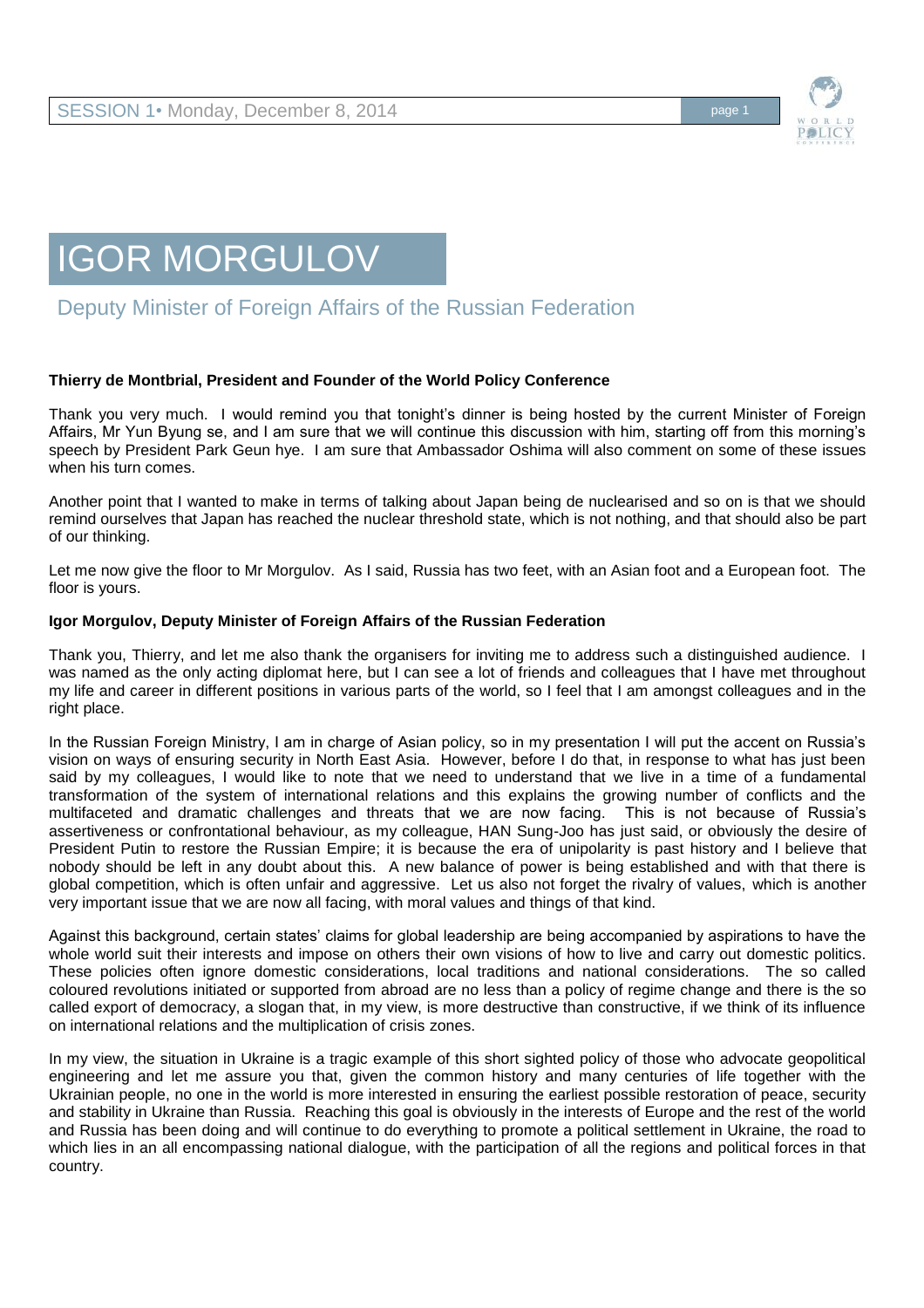# IGOR MORGULOV

## Deputy Minister of Foreign Affairs of the Russian Federation

**Thierry de Montbrial, President and Founder of the World Policy Conference**

Thank you very much. I would remind you that tonight's dinner is being hosted by the current Minister of Foreign Affairs, Mr Yun Byung se, and I am sure that we will continue this discussion with him, starting off from this morning's speech by President Park Geun hye. I am sure that Ambassador Oshima will also comment on some of these issues when his turn comes.

Another point that I wanted to make in terms of talking about Japan being de nuclearised and so on is that we should remind ourselves that Japan has reached the nuclear threshold state, which is not nothing, and that should also be part of our thinking.

Let me now give the floor to Mr Morgulov. As I said, Russia has two feet, with an Asian foot and a European foot. The floor is yours.

**Igor Morgulov, Deputy Minister of Foreign Affairs of the Russian Federation**

Thank you, Thierry, and let me also thank the organisers for inviting me to address such a distinguished audience. I was named as the only acting diplomat here, but I can see a lot of friends and colleagues that I have met throughout my life and career in different positions in various parts of the world, so I feel that I am amongst colleagues and in the right place.

In the Russian Foreign Ministry, I am in charge of Asian policy, so in my presentation I will put the accent on Russia's vision on ways of ensuring security in North East Asia. However, before I do that, in response to what has just been said by my colleagues, I would like to note that we need to understand that we live in a time of a fundamental transformation of the system of international relations and this explains the growing number of conflicts and the multifaceted and dramatic challenges and threats that we are now facing. This is not because of Russia's assertiveness or confrontational behaviour, as my colleague, HAN Sung-Joo has just said, or obviously the desire of President Putin to restore the Russian Empire; it is because the era of unipolarity is past history and I believe that nobody should be left in any doubt about this. A new balance of power is being established and with that there is global competition, which is often unfair and aggressive. Let us also not forget the rivalry of values, which is another very important issue that we are now all facing, with moral values and things of that kind.

Against this background, certain states' claims for global leadership are being accompanied by aspirations to have the whole world suit their interests and impose on others their own visions of how to live and carry out domestic politics. These policies often ignore domestic considerations, local traditions and national considerations. The so called coloured revolutions initiated or supported from abroad are no less than a policy of regime change and there is the so called export of democracy, a slogan that, in my view, is more destructive than constructive, if we think of its influence on international relations and the multiplication of crisis zones.

In my view, the situation in Ukraine is a tragic example of this short sighted policy of those who advocate geopolitical engineering and let me assure you that, given the common history and many centuries of life together with the Ukrainian people, no one in the world is more interested in ensuring the earliest possible restoration of peace, security and stability in Ukraine than Russia. Reaching this goal is obviously in the interests of Europe and the rest of the world and Russia has been doing and will continue to do everything to promote a political settlement in Ukraine, the road to which lies in an all encompassing national dialogue, with the participation of all the regions and political forces in that country.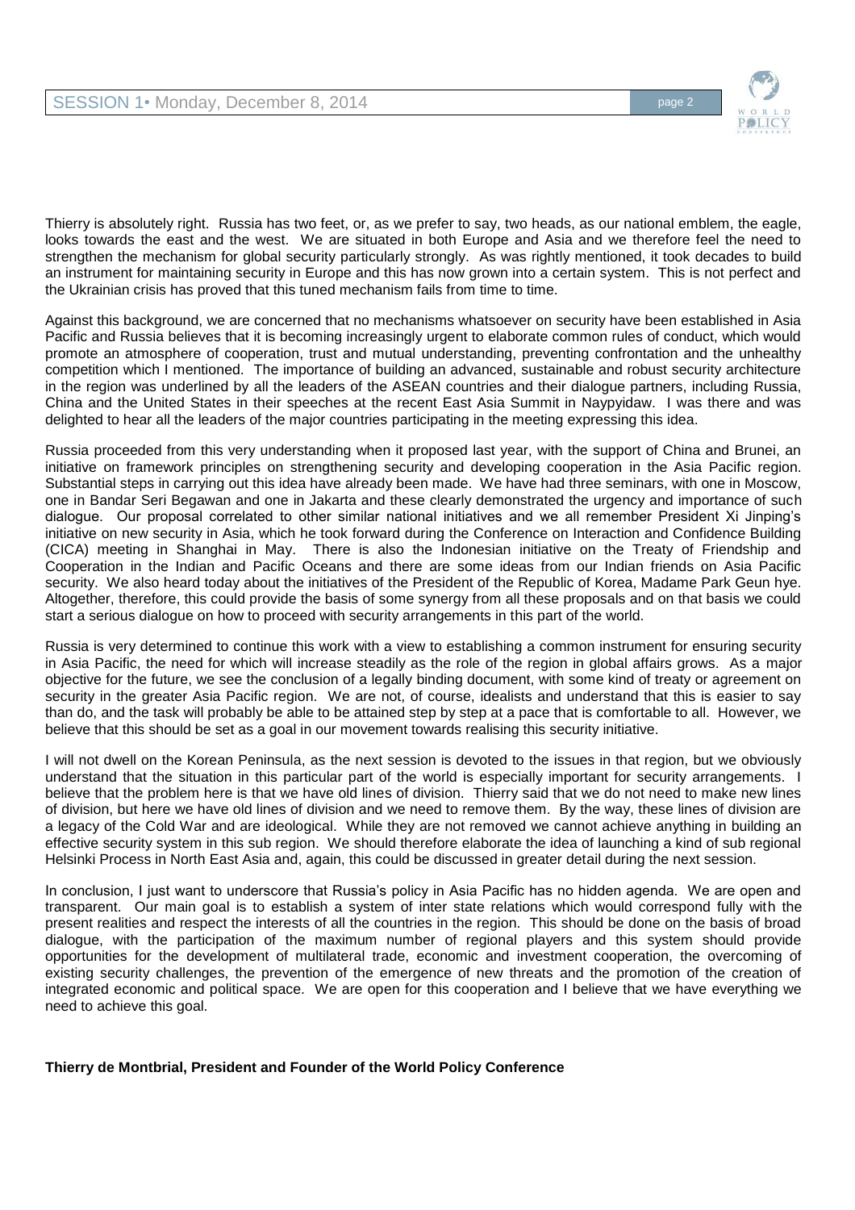Thierry is absolutely right. Russia has two feet, or, as we prefer to say, two heads, as our national emblem, the eagle, looks towards the east and the west. We are situated in both Europe and Asia and we therefore feel the need to strengthen the mechanism for global security particularly strongly. As was rightly mentioned, it took decades to build an instrument for maintaining security in Europe and this has now grown into a certain system. This is not perfect and the Ukrainian crisis has proved that this tuned mechanism fails from time to time.

Against this background, we are concerned that no mechanisms whatsoever on security have been established in Asia Pacific and Russia believes that it is becoming increasingly urgent to elaborate common rules of conduct, which would promote an atmosphere of cooperation, trust and mutual understanding, preventing confrontation and the unhealthy competition which I mentioned. The importance of building an advanced, sustainable and robust security architecture in the region was underlined by all the leaders of the ASEAN countries and their dialogue partners, including Russia, China and the United States in their speeches at the recent East Asia Summit in Naypyidaw. I was there and was delighted to hear all the leaders of the major countries participating in the meeting expressing this idea.

Russia proceeded from this very understanding when it proposed last year, with the support of China and Brunei, an initiative on framework principles on strengthening security and developing cooperation in the Asia Pacific region. Substantial steps in carrying out this idea have already been made. We have had three seminars, with one in Moscow, one in Bandar Seri Begawan and one in Jakarta and these clearly demonstrated the urgency and importance of such dialogue. Our proposal correlated to other similar national initiatives and we all remember President Xi Jinping's initiative on new security in Asia, which he took forward during the Conference on Interaction and Confidence Building (CICA) meeting in Shanghai in May. There is also the Indonesian initiative on the Treaty of Friendship and Cooperation in the Indian and Pacific Oceans and there are some ideas from our Indian friends on Asia Pacific security. We also heard today about the initiatives of the President of the Republic of Korea, Madame Park Geun hye. Altogether, therefore, this could provide the basis of some synergy from all these proposals and on that basis we could start a serious dialogue on how to proceed with security arrangements in this part of the world.

Russia is very determined to continue this work with a view to establishing a common instrument for ensuring security in Asia Pacific, the need for which will increase steadily as the role of the region in global affairs grows. As a major objective for the future, we see the conclusion of a legally binding document, with some kind of treaty or agreement on security in the greater Asia Pacific region. We are not, of course, idealists and understand that this is easier to say than do, and the task will probably be able to be attained step by step at a pace that is comfortable to all. However, we believe that this should be set as a goal in our movement towards realising this security initiative.

I will not dwell on the Korean Peninsula, as the next session is devoted to the issues in that region, but we obviously understand that the situation in this particular part of the world is especially important for security arrangements. I believe that the problem here is that we have old lines of division. Thierry said that we do not need to make new lines of division, but here we have old lines of division and we need to remove them. By the way, these lines of division are a legacy of the Cold War and are ideological. While they are not removed we cannot achieve anything in building an effective security system in this sub region. We should therefore elaborate the idea of launching a kind of sub regional Helsinki Process in North East Asia and, again, this could be discussed in greater detail during the next session.

In conclusion, I just want to underscore that Russia's policy in Asia Pacific has no hidden agenda. We are open and transparent. Our main goal is to establish a system of inter state relations which would correspond fully with the present realities and respect the interests of all the countries in the region. This should be done on the basis of broad dialogue, with the participation of the maximum number of regional players and this system should provide opportunities for the development of multilateral trade, economic and investment cooperation, the overcoming of existing security challenges, the prevention of the emergence of new threats and the promotion of the creation of integrated economic and political space. We are open for this cooperation and I believe that we have everything we need to achieve this goal.

**Thierry de Montbrial, President and Founder of the World Policy Conference**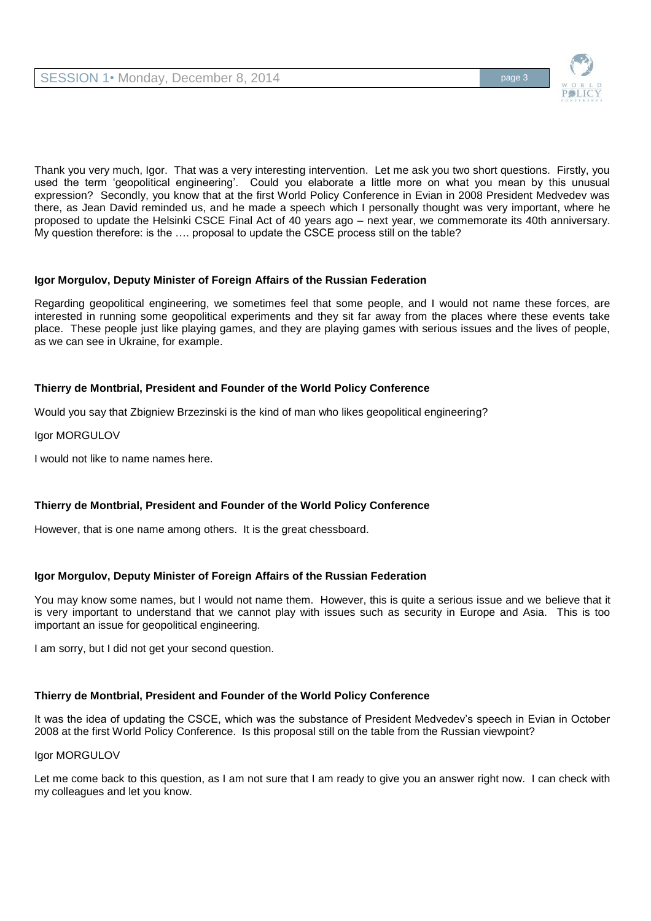Thank you very much, Igor. That was a very interesting intervention. Let me ask you two short questions. Firstly, you used the term 'geopolitical engineering'. Could you elaborate a little more on what you mean by this unusual expression? Secondly, you know that at the first World Policy Conference in Evian in 2008 President Medvedev was there, as Jean David reminded us, and he made a speech which I personally thought was very important, where he proposed to update the Helsinki CSCE Final Act of 40 years ago – next year, we commemorate its 40th anniversary. My question therefore: is the …. proposal to update the CSCE process still on the table?

**Igor Morgulov, Deputy Minister of Foreign Affairs of the Russian Federation**

Regarding geopolitical engineering, we sometimes feel that some people, and I would not name these forces, are interested in running some geopolitical experiments and they sit far away from the places where these events take place. These people just like playing games, and they are playing games with serious issues and the lives of people, as we can see in Ukraine, for example.

**Thierry de Montbrial, President and Founder of the World Policy Conference**

Would you say that Zbigniew Brzezinski is the kind of man who likes geopolitical engineering?

Igor MORGULOV

I would not like to name names here.

**Thierry de Montbrial, President and Founder of the World Policy Conference**

However, that is one name among others. It is the great chessboard.

**Igor Morgulov, Deputy Minister of Foreign Affairs of the Russian Federation**

You may know some names, but I would not name them. However, this is quite a serious issue and we believe that it is very important to understand that we cannot play with issues such as security in Europe and Asia. This is too important an issue for geopolitical engineering.

I am sorry, but I did not get your second question.

**Thierry de Montbrial, President and Founder of the World Policy Conference**

It was the idea of updating the CSCE, which was the substance of President Medvedev's speech in Evian in October 2008 at the first World Policy Conference. Is this proposal still on the table from the Russian viewpoint?

Igor MORGULOV

Let me come back to this question, as I am not sure that I am ready to give you an answer right now. I can check with my colleagues and let you know.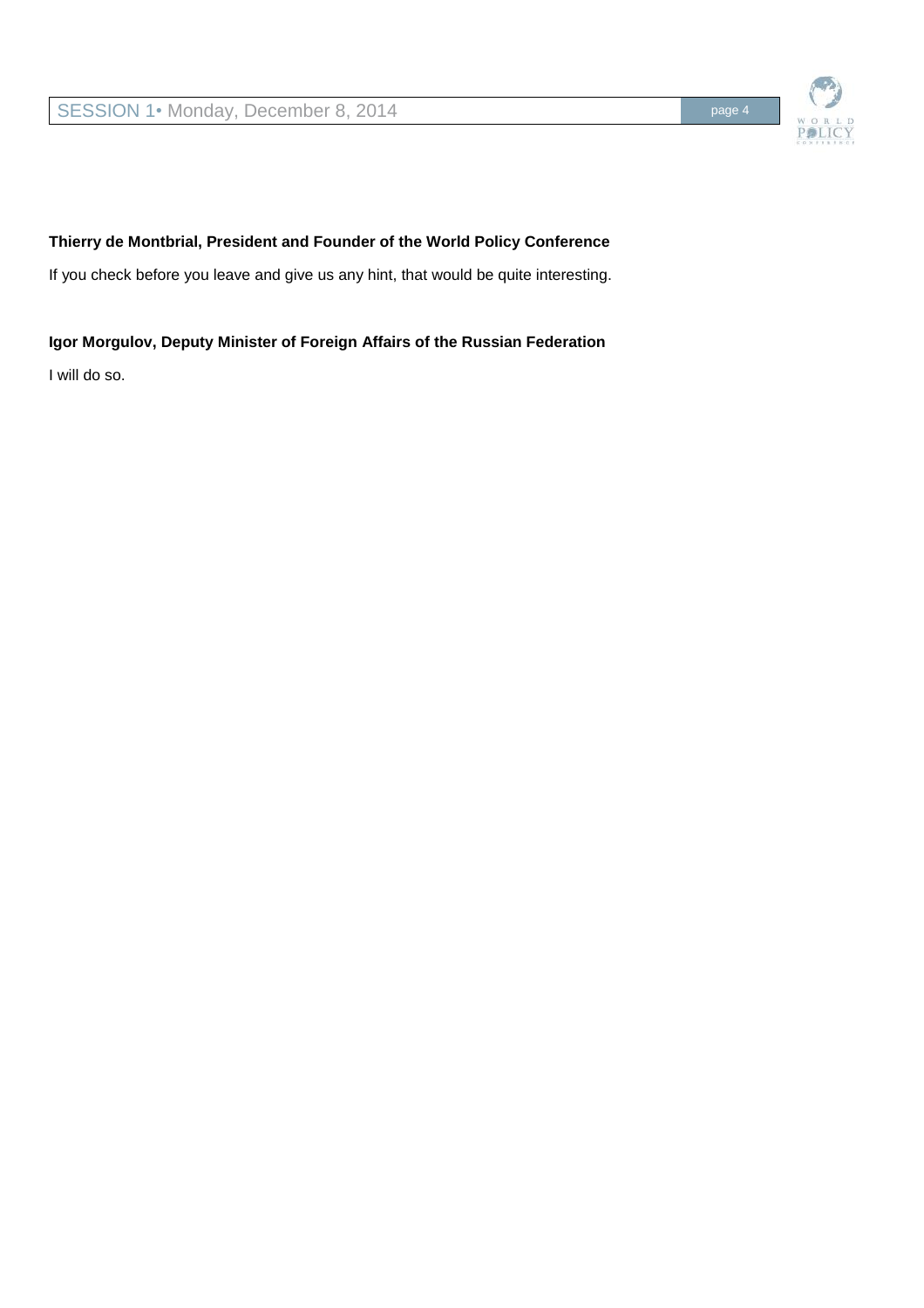**Thierry de Montbrial, President and Founder of the World Policy Conference**

If you check before you leave and give us any hint, that would be quite interesting.

**Igor Morgulov, Deputy Minister of Foreign Affairs of the Russian Federation**

I will do so.